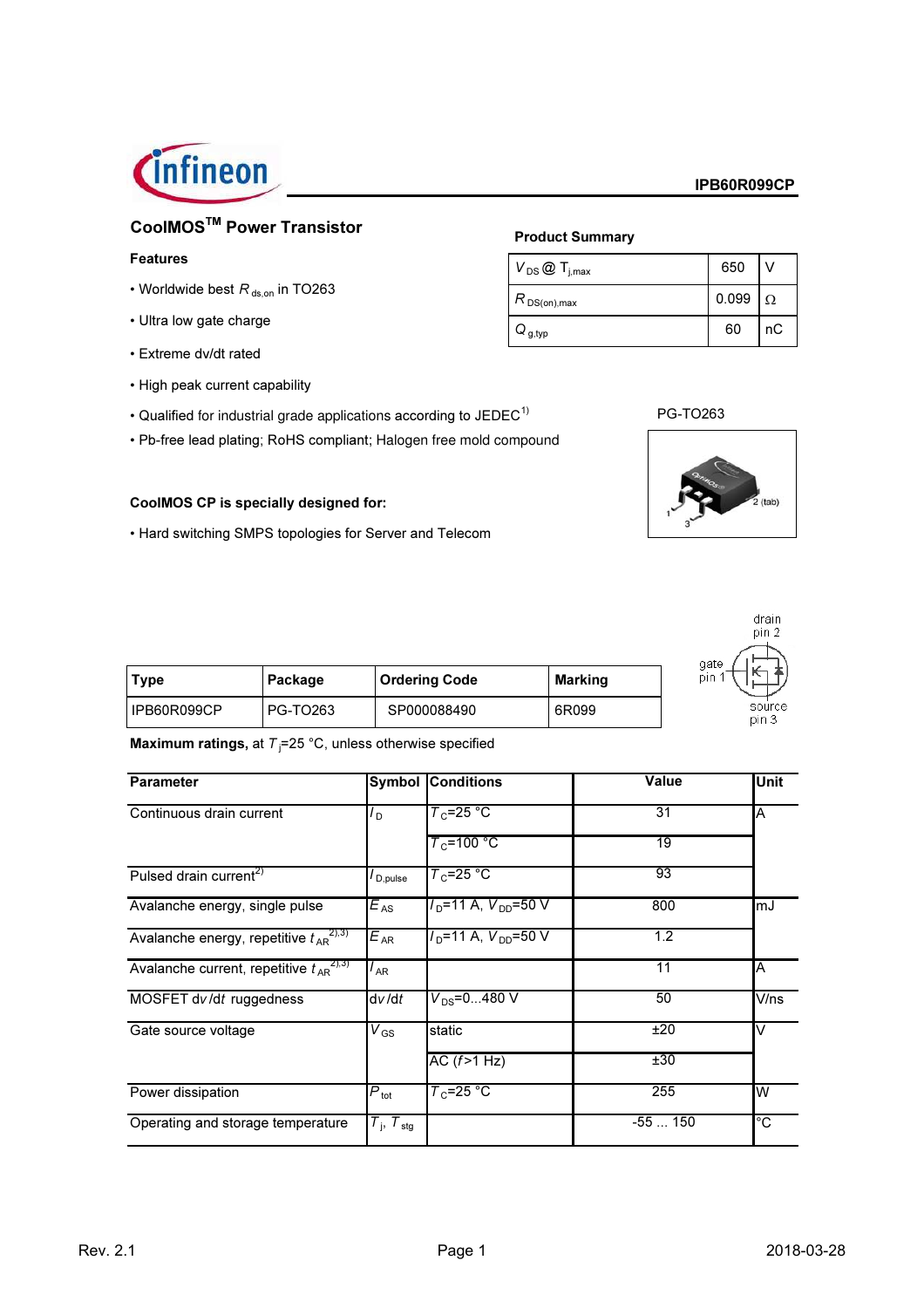**IPB60R099CP**

## CoolMOS™ Power Transistor

### Features

- Worldwide best $R_{ds,on}$ in TO263
- Ultra low gate charge
- Extreme dv/dt rated
- High peak current capability
- Qualified for industrial grade applications according to JEDEC[1)]
- Pb-free lead plating; RoHS compliant; Halogen free mold compound

### Product Summary

| | | |
|---|---|---|
| $V_{DS}$ @ $T_{j,max}$ | 650 | V |
| $R_{DS(on),max}$ | 0.099 | Ω |
| $Q_{g,typ}$ | 60 | nC |

PG-TO263

**CoolMOS CP is specially designed for:**

- Hard switching SMPS topologies for Server and Telecom

drain pin 2, gate pin 1, source pin 3

| Type | Package | Ordering Code | Marking |
|---|---|---|---|
| IPB60R099CP | PG-TO263 | SP000088490 | 6R099 |

**Maximum ratings,** at $T_j$=25 °C, unless otherwise specified

| Parameter | Symbol | Conditions | Value | Unit |
|---|---|---|---|---|
| Continuous drain current | $I_D$ | $T_C$=25 °C | 31 | A |
| | | $T_C$=100 °C | 19 | |
| Pulsed drain current[2)] | $I_{D,pulse}$ | $T_C$=25 °C | 93 | |
| Avalanche energy, single pulse | $E_{AS}$ | $I_D$=11 A, $V_{DD}$=50 V | 800 | mJ |
| Avalanche energy, repetitive $t_{AR}$[2),3)] | $E_{AR}$ | $I_D$=11 A, $V_{DD}$=50 V | 1.2 | |
| Avalanche current, repetitive $t_{AR}$[2),3)] | $I_{AR}$ | | 11 | A |
| MOSFET d$v$/d$t$ ruggedness | d$v$/d$t$ | $V_{DS}$=0...480 V | 50 | V/ns |
| Gate source voltage | $V_{GS}$ | static | ±20 | V |
| | | AC ($f$>1 Hz) | ±30 | |
| Power dissipation | $P_{tot}$ | $T_C$=25 °C | 255 | W |
| Operating and storage temperature | $T_j$, $T_{stg}$ | | -55 ... 150 | °C |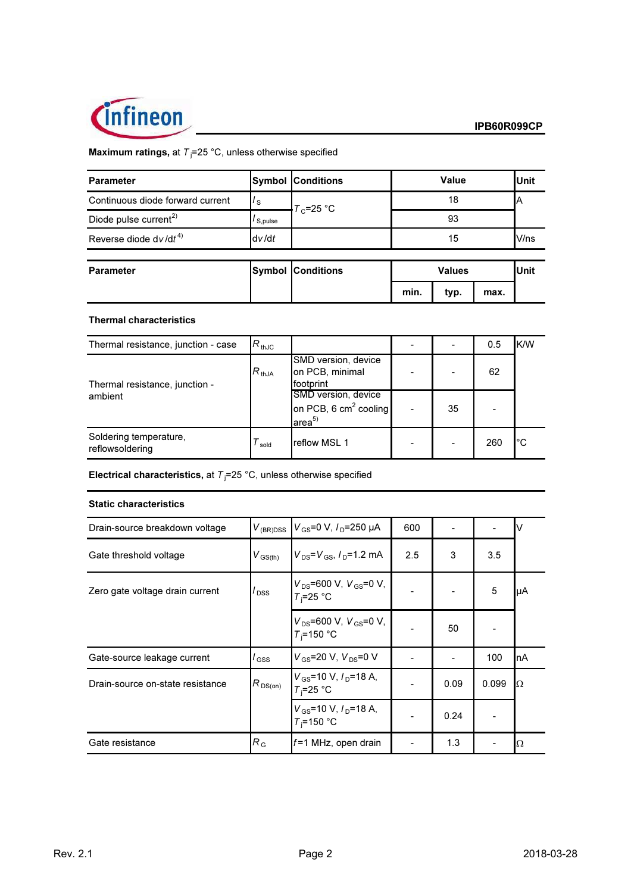**Maximum ratings,** at $T_j$=25 °C, unless otherwise specified

| Parameter | Symbol | Conditions | Value | Unit |
|---|---|---|---|---|
| Continuous diode forward current | $I_S$ | $T_C$=25 °C | 18 | A |
| Diode pulse current[2] | $I_{S,pulse}$ | | 93 | |
| Reverse diode d$v$/d$t$[4] | d$v$/d$t$ | | 15 | V/ns |

| Parameter | Symbol | Conditions | Values | | | Unit |
|---|---|---|---|---|---|---|
| | | | min. | typ. | max. | |
| **Thermal characteristics** | | | | | | |
| Thermal resistance, junction - case | $R_{thJC}$ | | - | - | 0.5 | K/W |
| Thermal resistance, junction - ambient | $R_{thJA}$ | SMD version, device on PCB, minimal footprint | - | - | 62 | |
| | | SMD version, device on PCB, 6 cm² cooling area[5] | - | 35 | - | |
| Soldering temperature, reflowsoldering | $T_{sold}$ | reflow MSL 1 | - | - | 260 | °C |

**Electrical characteristics,** at $T_j$=25 °C, unless otherwise specified

| Parameter | Symbol | Conditions | min. | typ. | max. | Unit |
|---|---|---|---|---|---|---|
| **Static characteristics** | | | | | | |
| Drain-source breakdown voltage | $V_{(BR)DSS}$ | $V_{GS}$=0 V, $I_D$=250 µA | 600 | - | - | V |
| Gate threshold voltage | $V_{GS(th)}$ | $V_{DS}$=$V_{GS}$, $I_D$=1.2 mA | 2.5 | 3 | 3.5 | |
| Zero gate voltage drain current | $I_{DSS}$ | $V_{DS}$=600 V, $V_{GS}$=0 V, $T_j$=25 °C | - | - | 5 | µA |
| | | $V_{DS}$=600 V, $V_{GS}$=0 V, $T_j$=150 °C | - | 50 | - | |
| Gate-source leakage current | $I_{GSS}$ | $V_{GS}$=20 V, $V_{DS}$=0 V | - | - | 100 | nA |
| Drain-source on-state resistance | $R_{DS(on)}$ | $V_{GS}$=10 V, $I_D$=18 A, $T_j$=25 °C | - | 0.09 | 0.099 | Ω |
| | | $V_{GS}$=10 V, $I_D$=18 A, $T_j$=150 °C | - | 0.24 | - | |
| Gate resistance | $R_G$ | $f$=1 MHz, open drain | - | 1.3 | - | Ω |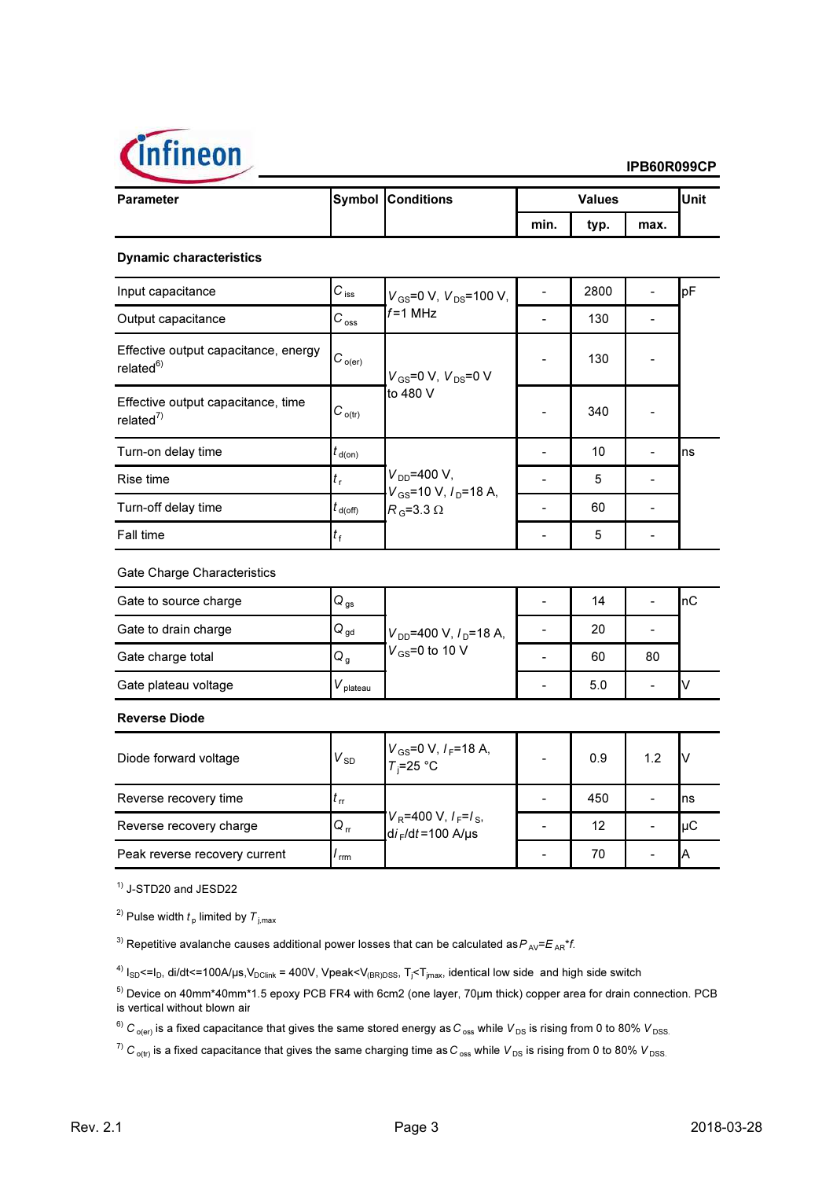| Parameter | Symbol | Conditions | Values | | | Unit |
|---|---|---|---|---|---|---|
| | | | min. | typ. | max. | |
| **Dynamic characteristics** | | | | | | |
| Input capacitance | $C_{iss}$ | $V_{GS}$=0 V, $V_{DS}$=100 V, $f$=1 MHz | - | 2800 | - | pF |
| Output capacitance | $C_{oss}$ | | - | 130 | - | |
| Effective output capacitance, energy related[6] | $C_{o(er)}$ | $V_{GS}$=0 V, $V_{DS}$=0 V to 480 V | - | 130 | - | |
| Effective output capacitance, time related[7] | $C_{o(tr)}$ | | - | 340 | - | |
| Turn-on delay time | $t_{d(on)}$ | $V_{DD}$=400 V, $V_{GS}$=10 V, $I_D$=18 A, $R_G$=3.3 Ω | - | 10 | - | ns |
| Rise time | $t_r$ | | - | 5 | - | |
| Turn-off delay time | $t_{d(off)}$ | | - | 60 | - | |
| Fall time | $t_f$ | | - | 5 | - | |
| Gate Charge Characteristics | | | | | | |
| Gate to source charge | $Q_{gs}$ | $V_{DD}$=400 V, $I_D$=18 A, $V_{GS}$=0 to 10 V | - | 14 | - | nC |
| Gate to drain charge | $Q_{gd}$ | | - | 20 | - | |
| Gate charge total | $Q_g$ | | - | 60 | 80 | |
| Gate plateau voltage | $V_{plateau}$ | | - | 5.0 | - | V |
| **Reverse Diode** | | | | | | |
| Diode forward voltage | $V_{SD}$ | $V_{GS}$=0 V, $I_F$=18 A, $T_j$=25 °C | - | 0.9 | 1.2 | V |
| Reverse recovery time | $t_{rr}$ | $V_R$=400 V, $I_F$=$I_S$, $di_F/dt$=100 A/µs | - | 450 | - | ns |
| Reverse recovery charge | $Q_{rr}$ | | - | 12 | - | µC |
| Peak reverse recovery current | $I_{rrm}$ | | - | 70 | - | A |

[1] J-STD20 and JESD22

[2] Pulse width $t_p$ limited by $T_{j,max}$

[3] Repetitive avalanche causes additional power losses that can be calculated as $P_{AV}=E_{AR}*f$.

[4] $I_{SD}<=I_D$, di/dt<=100A/µs, $V_{DClink}$ = 400V, Vpeak<$V_{(BR)DSS}$, $T_j<T_{jmax}$, identical low side and high side switch

[5] Device on 40mm*40mm*1.5 epoxy PCB FR4 with 6cm2 (one layer, 70µm thick) copper area for drain connection. PCB is vertical without blown air

[6] $C_{o(er)}$ is a fixed capacitance that gives the same stored energy as $C_{oss}$ while $V_{DS}$ is rising from 0 to 80% $V_{DSS}$.

[7] $C_{o(tr)}$ is a fixed capacitance that gives the same charging time as $C_{oss}$ while $V_{DS}$ is rising from 0 to 80% $V_{DSS}$.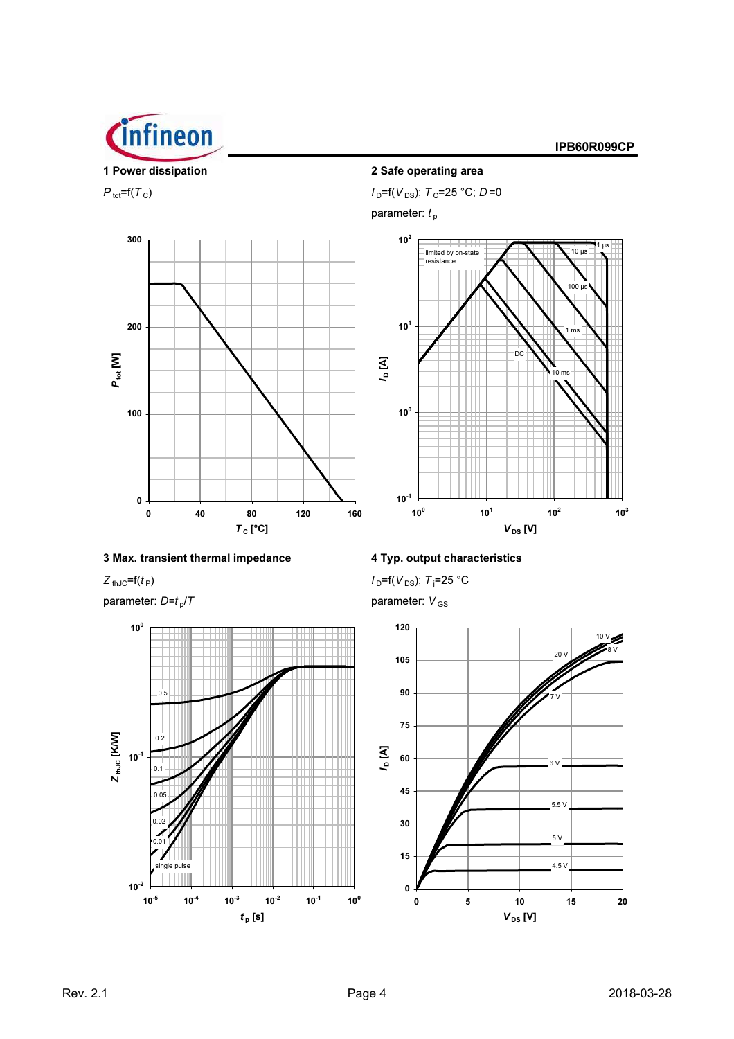## 1 Power dissipation

$P_{tot}$=f($T_C$)

## 2 Safe operating area

$I_D$=f($V_{DS}$); $T_C$=25 °C; $D$=0

parameter: $t_p$

## 3 Max. transient thermal impedance

$Z_{thJC}$=f($t_P$)

parameter: $D$=$t_p$/$T$

## 4 Typ. output characteristics

$I_D$=f($V_{DS}$); $T_j$=25 °C

parameter: $V_{GS}$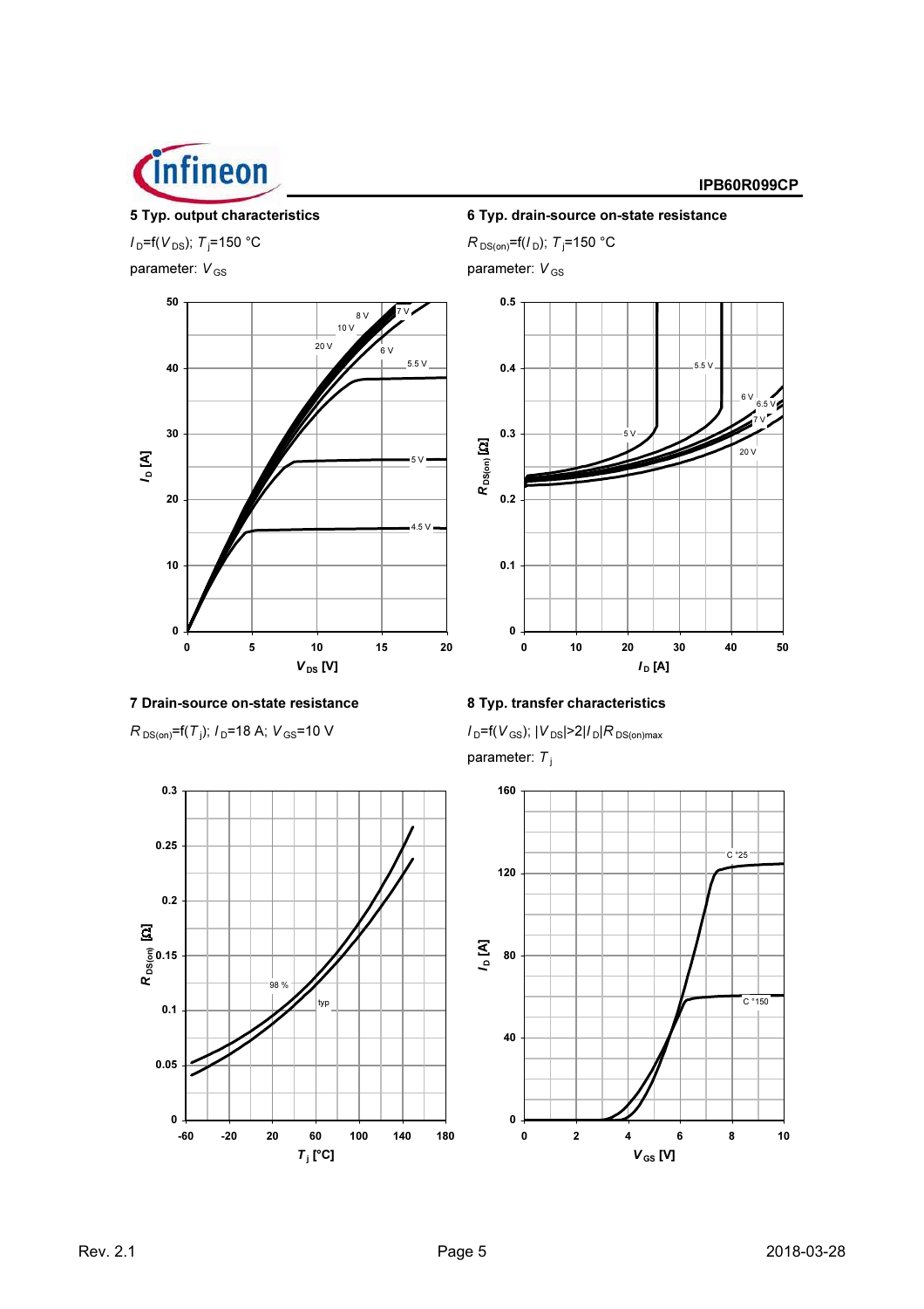### 5 Typ. output characteristics

$I_D=f(V_{DS})$; $T_j=150$ °C

parameter: $V_{GS}$

### 6 Typ. drain-source on-state resistance

$R_{DS(on)}=f(I_D)$; $T_j=150$ °C

parameter: $V_{GS}$

### 7 Drain-source on-state resistance

$R_{DS(on)}=f(T_j)$; $I_D=18$ A; $V_{GS}=10$ V

### 8 Typ. transfer characteristics

$I_D=f(V_{GS})$; $|V_{DS}|>2|I_D|R_{DS(on)max}$

parameter: $T_j$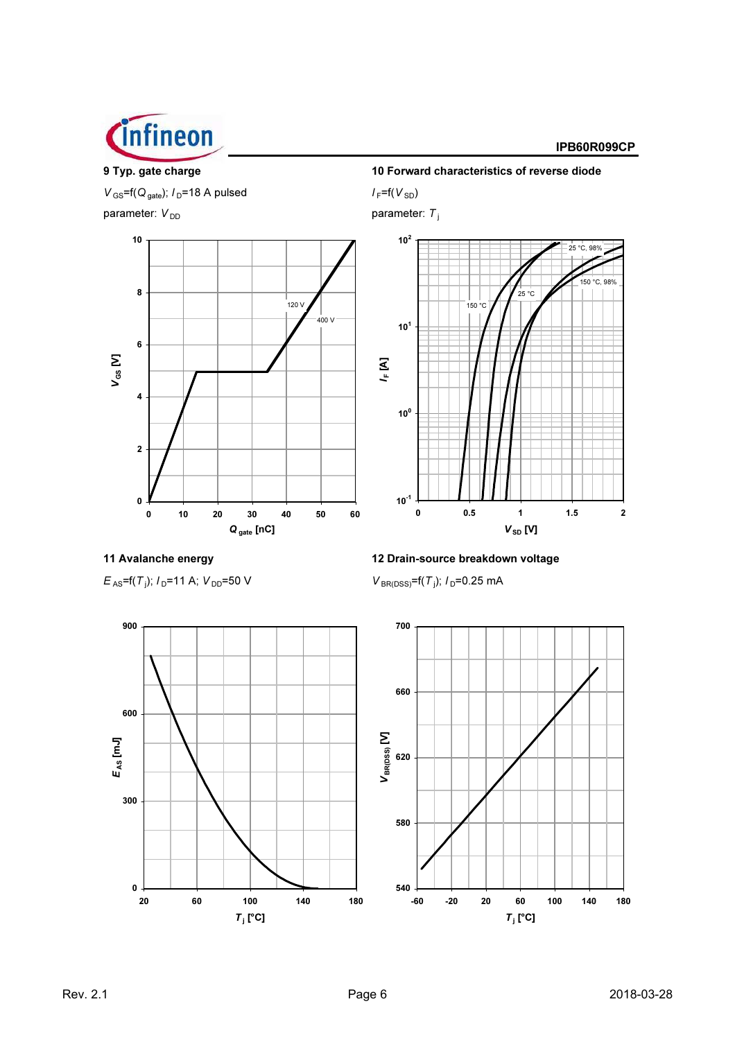### 9 Typ. gate charge

$V_{GS}=f(Q_{gate})$; $I_D$=18 A pulsed

parameter: $V_{DD}$

### 10 Forward characteristics of reverse diode

$I_F=f(V_{SD})$

parameter: $T_j$

### 11 Avalanche energy

$E_{AS}=f(T_j)$; $I_D$=11 A; $V_{DD}$=50 V

### 12 Drain-source breakdown voltage

$V_{BR(DSS)}=f(T_j)$; $I_D$=0.25 mA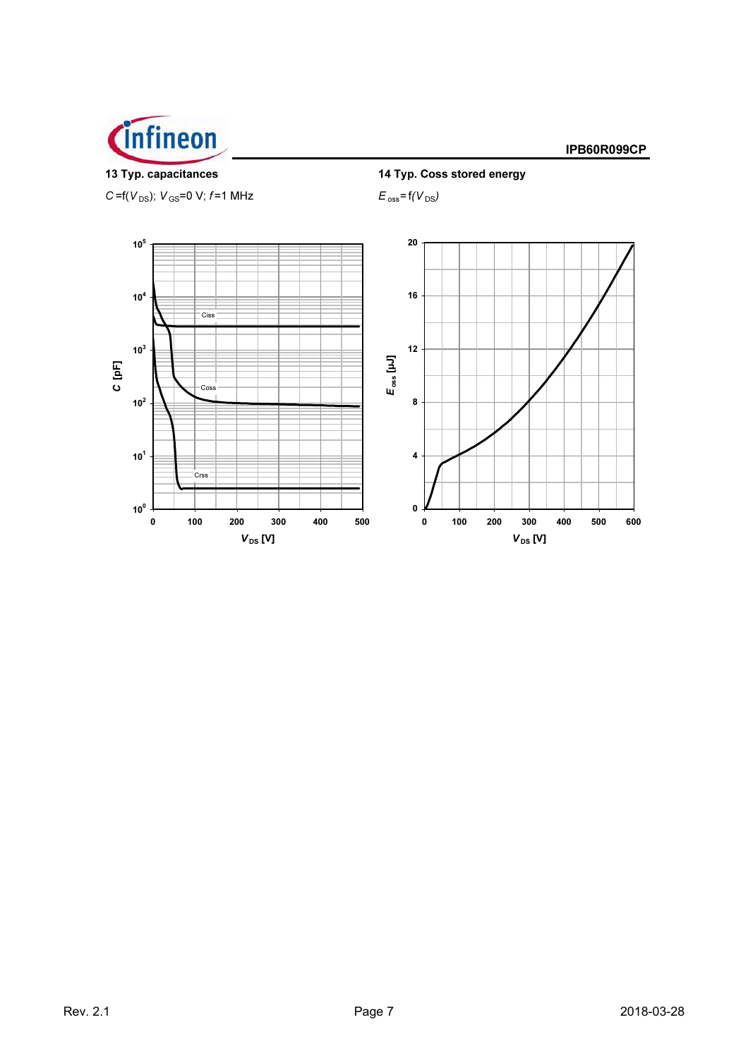**13 Typ. capacitances**

$C = f(V_{DS})$; $V_{GS} = 0$ V; $f = 1$ MHz

**14 Typ. Coss stored energy**

$E_{oss} = f(V_{DS})$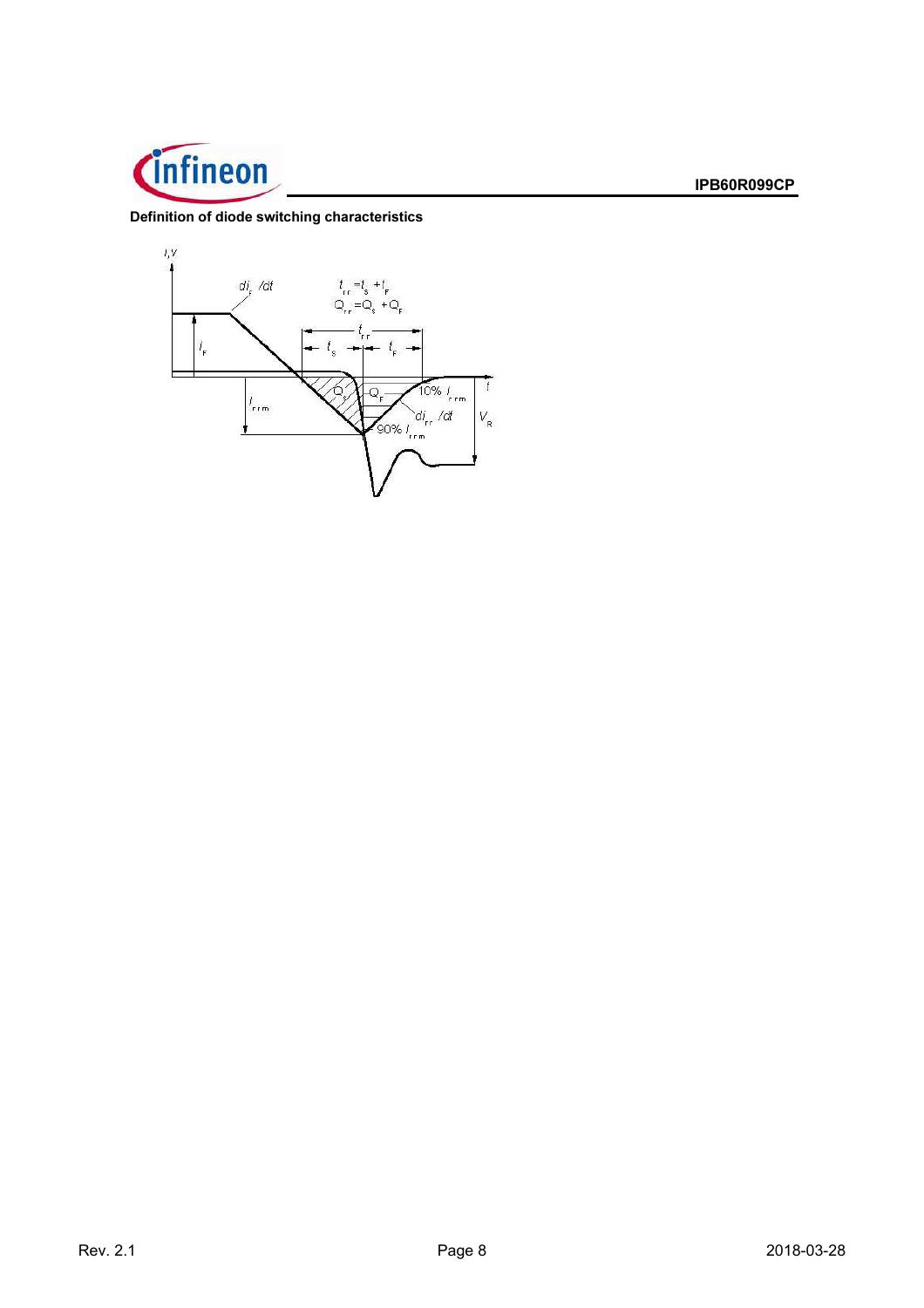**Definition of diode switching characteristics**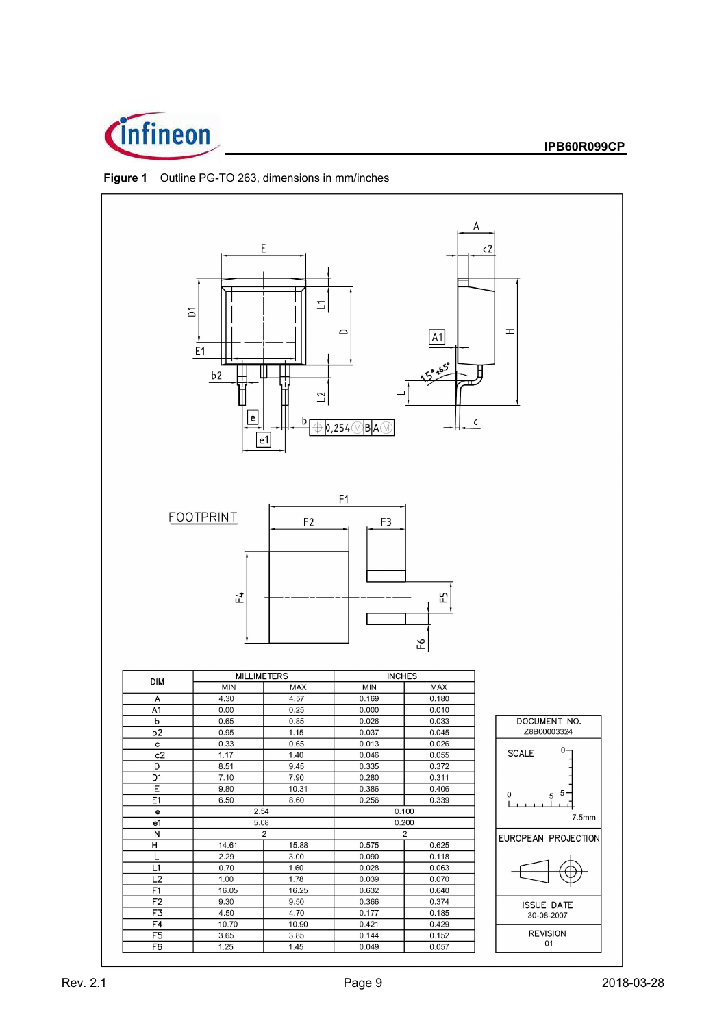**Figure 1** Outline PG-TO 263, dimensions in mm/inches

FOOTPRINT

| DIM | MILLIMETERS | | INCHES | |
|---|---|---|---|---|
| | MIN | MAX | MIN | MAX |
| A | 4.30 | 4.57 | 0.169 | 0.180 |
| A1 | 0.00 | 0.25 | 0.000 | 0.010 |
| b | 0.65 | 0.85 | 0.026 | 0.033 |
| b2 | 0.95 | 1.15 | 0.037 | 0.045 |
| c | 0.33 | 0.65 | 0.013 | 0.026 |
| c2 | 1.17 | 1.40 | 0.046 | 0.055 |
| D | 8.51 | 9.45 | 0.335 | 0.372 |
| D1 | 7.10 | 7.90 | 0.280 | 0.311 |
| E | 9.80 | 10.31 | 0.386 | 0.406 |
| E1 | 6.50 | 8.60 | 0.256 | 0.339 |
| e | 2.54 | | 0.100 | |
| e1 | 5.08 | | 0.200 | |
| N | 2 | | 2 | |
| H | 14.61 | 15.88 | 0.575 | 0.625 |
| L | 2.29 | 3.00 | 0.090 | 0.118 |
| L1 | 0.70 | 1.60 | 0.028 | 0.063 |
| L2 | 1.00 | 1.78 | 0.039 | 0.070 |
| F1 | 16.05 | 16.25 | 0.632 | 0.640 |
| F2 | 9.30 | 9.50 | 0.366 | 0.374 |
| F3 | 4.50 | 4.70 | 0.177 | 0.185 |
| F4 | 10.70 | 10.90 | 0.421 | 0.429 |
| F5 | 3.65 | 3.85 | 0.144 | 0.152 |
| F6 | 1.25 | 1.45 | 0.049 | 0.057 |

DOCUMENT NO.
Z8B00003324

SCALE 0 5 7.5mm

EUROPEAN PROJECTION

ISSUE DATE
30-08-2007

REVISION
01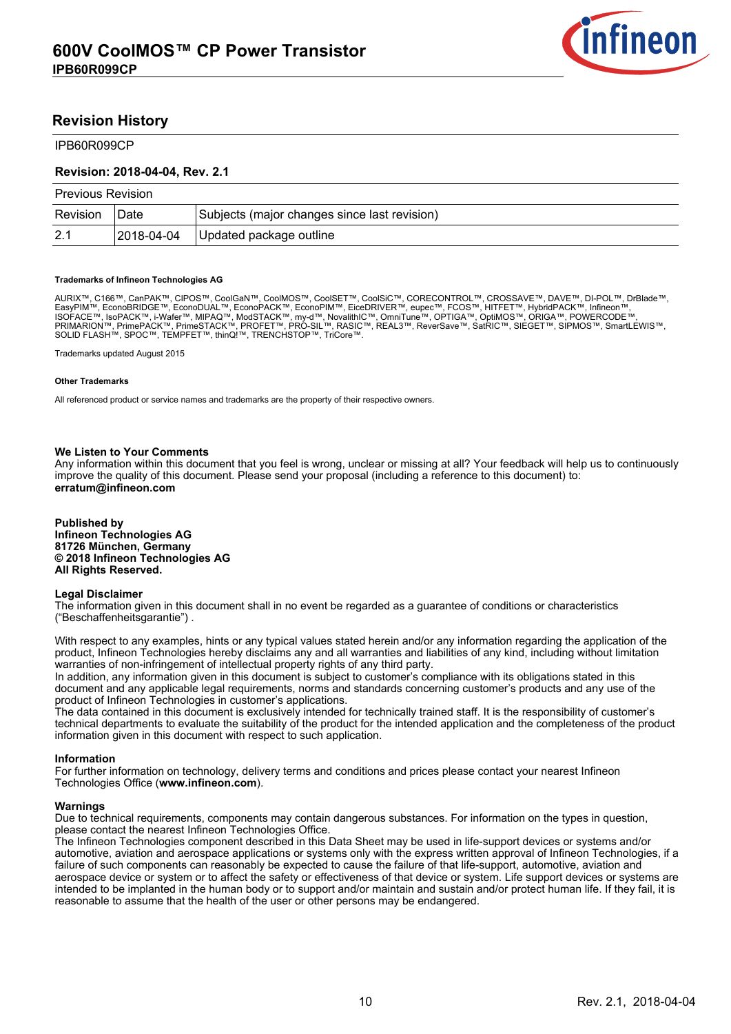## Revision History

IPB60R099CP

**Revision: 2018-04-04, Rev. 2.1**

| Previous Revision | | |
|---|---|---|
| Revision | Date | Subjects (major changes since last revision) |
| 2.1 | 2018-04-04 | Updated package outline |

**Trademarks of Infineon Technologies AG**

AURIX™, C166™, CanPAK™, CIPOS™, CoolGaN™, CoolMOS™, CoolSET™, CoolSiC™, CORECONTROL™, CROSSAVE™, DAVE™, DI-POL™, DrBlade™, EasyPIM™, EconoBRIDGE™, EconoDUAL™, EconoPACK™, EconoPIM™, EiceDRIVER™, eupec™, FCOS™, HITFET™, HybridPACK™, Infineon™, ISOFACE™, IsoPACK™, i-Wafer™, MIPAQ™, ModSTACK™, my-d™, NovalithIC™, OmniTune™, OPTIGA™, OptiMOS™, ORIGA™, POWERCODE™, PRIMARION™, PrimePACK™, PrimeSTACK™, PROFET™, PRO-SIL™, RASIC™, REAL3™, ReverSave™, SatRIC™, SIEGET™, SIPMOS™, SmartLEWIS™, SOLID FLASH™, SPOC™, TEMPFET™, thinQ!™, TRENCHSTOP™, TriCore™.

Trademarks updated August 2015

**Other Trademarks**

All referenced product or service names and trademarks are the property of their respective owners.

**We Listen to Your Comments**
Any information within this document that you feel is wrong, unclear or missing at all? Your feedback will help us to continuously improve the quality of this document. Please send your proposal (including a reference to this document) to:
**erratum@infineon.com**

**Published by**
**Infineon Technologies AG**
**81726 München, Germany**
**© 2018 Infineon Technologies AG**
**All Rights Reserved.**

**Legal Disclaimer**
The information given in this document shall in no event be regarded as a guarantee of conditions or characteristics ("Beschaffenheitsgarantie") .

With respect to any examples, hints or any typical values stated herein and/or any information regarding the application of the product, Infineon Technologies hereby disclaims any and all warranties and liabilities of any kind, including without limitation warranties of non-infringement of intellectual property rights of any third party.
In addition, any information given in this document is subject to customer's compliance with its obligations stated in this document and any applicable legal requirements, norms and standards concerning customer's products and any use of the product of Infineon Technologies in customer's applications.
The data contained in this document is exclusively intended for technically trained staff. It is the responsibility of customer's technical departments to evaluate the suitability of the product for the intended application and the completeness of the product information given in this document with respect to such application.

**Information**
For further information on technology, delivery terms and conditions and prices please contact your nearest Infineon Technologies Office (**www.infineon.com**).

**Warnings**
Due to technical requirements, components may contain dangerous substances. For information on the types in question, please contact the nearest Infineon Technologies Office.
The Infineon Technologies component described in this Data Sheet may be used in life-support devices or systems and/or automotive, aviation and aerospace applications or systems only with the express written approval of Infineon Technologies, if a failure of such components can reasonably be expected to cause the failure of that life-support, automotive, aviation and aerospace device or system or to affect the safety or effectiveness of that device or system. Life support devices or systems are intended to be implanted in the human body or to support and/or maintain and sustain and/or protect human life. If they fail, it is reasonable to assume that the health of the user or other persons may be endangered.